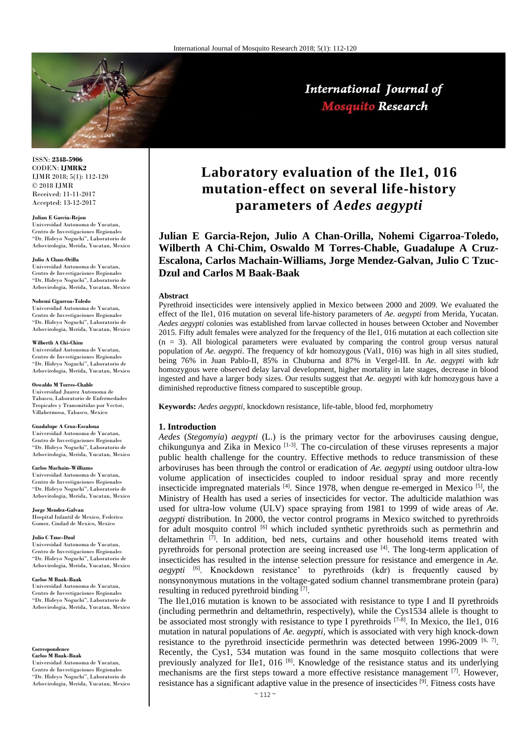ISSN: **2348-5906**
CODEN: **IJMRK2**
IJMR 2018; 5(1): 112-120
© 2018 IJMR
Received: 11-11-2017
Accepted: 13-12-2017

**Julian E Garcia-Rejon**
Universidad Autonoma de Yucatan, Centro de Investigaciones Regionales "Dr. Hideyo Noguchi", Laboratorio de Arbovirologia, Merida, Yucatan, Mexico

**Julio A Chan-Orilla**
Universidad Autonoma de Yucatan, Centro de Investigaciones Regionales "Dr. Hideyo Noguchi", Laboratorio de Arbovirologia, Merida, Yucatan, Mexico

**Nohemi Cigarroa-Toledo**
Universidad Autonoma de Yucatan, Centro de Investigaciones Regionales "Dr. Hideyo Noguchi", Laboratorio de Arbovirologia, Merida, Yucatan, Mexico

**Wilberth A Chi-Chim**
Universidad Autonoma de Yucatan, Centro de Investigaciones Regionales "Dr. Hideyo Noguchi", Laboratorio de Arbovirologia, Merida, Yucatan, Mexico

**Oswaldo M Torres-Chable**
Universidad Juarez Autonoma de Tabasco, Laboratorio de Enfermedades Tropicales y Transmitidas por Vector, Villahermosa, Tabasco, Mexico

**Guadalupe A Cruz-Escalona**
Universidad Autonoma de Yucatan, Centro de Investigaciones Regionales "Dr. Hideyo Noguchi", Laboratorio de Arbovirologia, Merida, Yucatan, Mexico

**Carlos Machain-Williams**
Universidad Autonoma de Yucatan, Centro de Investigaciones Regionales "Dr. Hideyo Noguchi", Laboratorio de Arbovirologia, Merida, Yucatan, Mexico

**Jorge Mendez-Galvan**
Hospital Infantil de Mexico, Federico Gomez. Ciudad de Mexico, Mexico

**Julio C Tzuc-Dzul**
Universidad Autonoma de Yucatan, Centro de Investigaciones Regionales "Dr. Hideyo Noguchi", Laboratorio de Arbovirologia, Merida, Yucatan, Mexico

**Carlos M Baak-Baak**
Universidad Autonoma de Yucatan, Centro de Investigaciones Regionales "Dr. Hideyo Noguchi", Laboratorio de Arbovirologia, Merida, Yucatan, Mexico

**Correspondence**
**Carlos M Baak-Baak**
Universidad Autonoma de Yucatan, Centro de Investigaciones Regionales "Dr. Hideyo Noguchi", Laboratorio de Arbovirologia, Merida, Yucatan, Mexico

# Laboratory evaluation of the Ile1, 016 mutation-effect on several life-history parameters of *Aedes aegypti*

**Julian E Garcia-Rejon, Julio A Chan-Orilla, Nohemi Cigarroa-Toledo, Wilberth A Chi-Chim, Oswaldo M Torres-Chable, Guadalupe A Cruz-Escalona, Carlos Machain-Williams, Jorge Mendez-Galvan, Julio C Tzuc-Dzul and Carlos M Baak-Baak**

## Abstract

Pyrethroid insecticides were intensively applied in Mexico between 2000 and 2009. We evaluated the effect of the Ile1, 016 mutation on several life-history parameters of *Ae. aegypti* from Merida, Yucatan. *Aedes aegypti* colonies was established from larvae collected in houses between October and November 2015. Fifty adult females were analyzed for the frequency of the Ile1, 016 mutation at each collection site (n = 3). All biological parameters were evaluated by comparing the control group versus natural population of *Ae. aegypti*. The frequency of kdr homozygous (Val1, 016) was high in all sites studied, being 76% in Juan Pablo-II, 85% in Chuburna and 87% in Vergel-III. In *Ae. aegypti* with kdr homozygous were observed delay larval development, higher mortality in late stages, decrease in blood ingested and have a larger body sizes. Our results suggest that *Ae. aegypti* with kdr homozygous have a diminished reproductive fitness compared to susceptible group.

**Keywords:** *Aedes aegypti*, knockdown resistance, life-table, blood fed, morphometry

## 1. Introduction

*Aedes* (*Stegomyia*) *aegypti* (L.) is the primary vector for the arboviruses causing dengue, chikungunya and Zika in Mexico [1-3]. The co-circulation of these viruses represents a major public health challenge for the country. Effective methods to reduce transmission of these arboviruses has been through the control or eradication of *Ae. aegypti* using outdoor ultra-low volume application of insecticides coupled to indoor residual spray and more recently insecticide impregnated materials [4]. Since 1978, when dengue re-emerged in Mexico [5], the Ministry of Health has used a series of insecticides for vector. The adulticide malathion was used for ultra-low volume (ULV) space spraying from 1981 to 1999 of wide areas of *Ae. aegypti* distribution. In 2000, the vector control programs in Mexico switched to pyrethroids for adult mosquito control [6] which included synthetic pyrethroids such as permethrin and deltamethrin [7]. In addition, bed nets, curtains and other household items treated with pyrethroids for personal protection are seeing increased use [4]. The long-term application of insecticides has resulted in the intense selection pressure for resistance and emergence in *Ae. aegypti* [6]. Knockdown resistance' to pyrethroids (kdr) is frequently caused by nonsynonymous mutations in the voltage-gated sodium channel transmembrane protein (para) resulting in reduced pyrethroid binding [7].

The Ile1,016 mutation is known to be associated with resistance to type I and II pyrethroids (including permethrin and deltamethrin, respectively), while the Cys1534 allele is thought to be associated most strongly with resistance to type I pyrethroids [7-8]. In Mexico, the Ile1, 016 mutation in natural populations of *Ae. aegypti*, which is associated with very high knock-down resistance to the pyrethroid insecticide permethrin was detected between 1996-2009 [6, 7]. Recently, the Cys1, 534 mutation was found in the same mosquito collections that were previously analyzed for Ile1, 016 [8]. Knowledge of the resistance status and its underlying mechanisms are the first steps toward a more effective resistance management [7]. However, resistance has a significant adaptive value in the presence of insecticides [9]. Fitness costs have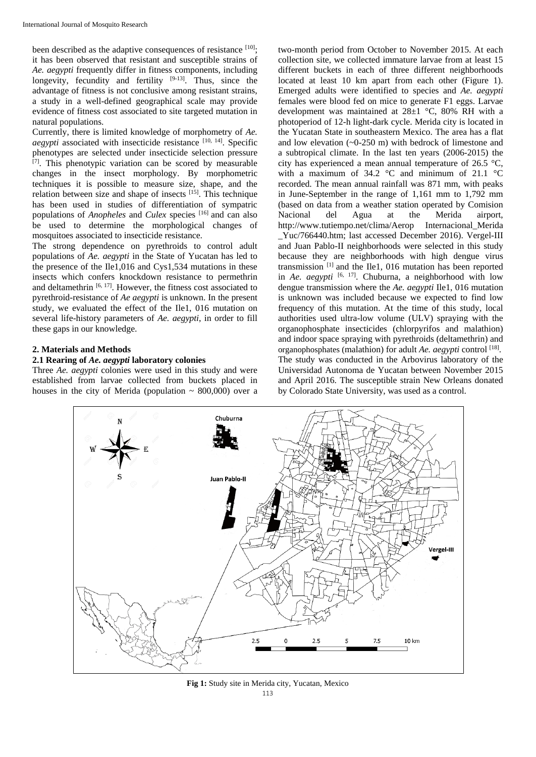been described as the adaptive consequences of resistance [10]; it has been observed that resistant and susceptible strains of *Ae. aegypti* frequently differ in fitness components, including longevity, fecundity and fertility [9-13]. Thus, since the advantage of fitness is not conclusive among resistant strains, a study in a well-defined geographical scale may provide evidence of fitness cost associated to site targeted mutation in natural populations.

Currently, there is limited knowledge of morphometry of *Ae. aegypti* associated with insecticide resistance [10, 14]. Specific phenotypes are selected under insecticide selection pressure [7]. This phenotypic variation can be scored by measurable changes in the insect morphology. By morphometric techniques it is possible to measure size, shape, and the relation between size and shape of insects [15]. This technique has been used in studies of differentiation of sympatric populations of *Anopheles* and *Culex* species [16] and can also be used to determine the morphological changes of mosquitoes associated to insecticide resistance.

The strong dependence on pyrethroids to control adult populations of *Ae. aegypti* in the State of Yucatan has led to the presence of the Ile1,016 and Cys1,534 mutations in these insects which confers knockdown resistance to permethrin and deltamethrin [6, 17]. However, the fitness cost associated to pyrethroid-resistance of *Ae aegypti* is unknown. In the present study, we evaluated the effect of the Ile1, 016 mutation on several life-history parameters of *Ae. aegypti*, in order to fill these gaps in our knowledge.

## 2. Materials and Methods

### 2.1 Rearing of *Ae. aegypti* laboratory colonies

Three *Ae. aegypti* colonies were used in this study and were established from larvae collected from buckets placed in houses in the city of Merida (population ~ 800,000) over a two-month period from October to November 2015. At each collection site, we collected immature larvae from at least 15 different buckets in each of three different neighborhoods located at least 10 km apart from each other (Figure 1). Emerged adults were identified to species and *Ae. aegypti* females were blood fed on mice to generate F1 eggs. Larvae development was maintained at 28±1 °C, 80% RH with a photoperiod of 12-h light-dark cycle. Merida city is located in the Yucatan State in southeastern Mexico. The area has a flat and low elevation (~0-250 m) with bedrock of limestone and a subtropical climate. In the last ten years (2006-2015) the city has experienced a mean annual temperature of 26.5 °C, with a maximum of 34.2 °C and minimum of 21.1 °C recorded. The mean annual rainfall was 871 mm, with peaks in June-September in the range of 1,161 mm to 1,792 mm (based on data from a weather station operated by Comision Nacional del Agua at the Merida airport, http://www.tutiempo.net/clima/Aerop Internacional_Merida _Yuc/766440.htm; last accessed December 2016). Vergel-III and Juan Pablo-II neighborhoods were selected in this study because they are neighborhoods with high dengue virus transmission [1] and the Ile1, 016 mutation has been reported in *Ae. aegypti* [6, 17]. Chuburna, a neighborhood with low dengue transmission where the *Ae. aegypti* Ile1, 016 mutation is unknown was included because we expected to find low frequency of this mutation. At the time of this study, local authorities used ultra-low volume (ULV) spraying with the organophosphate insecticides (chlorpyrifos and malathion) and indoor space spraying with pyrethroids (deltamethrin) and organophosphates (malathion) for adult *Ae. aegypti* control [18]. The study was conducted in the Arbovirus laboratory of the Universidad Autonoma de Yucatan between November 2015 and April 2016. The susceptible strain New Orleans donated by Colorado State University, was used as a control.

**Fig 1:** Study site in Merida city, Yucatan, Mexico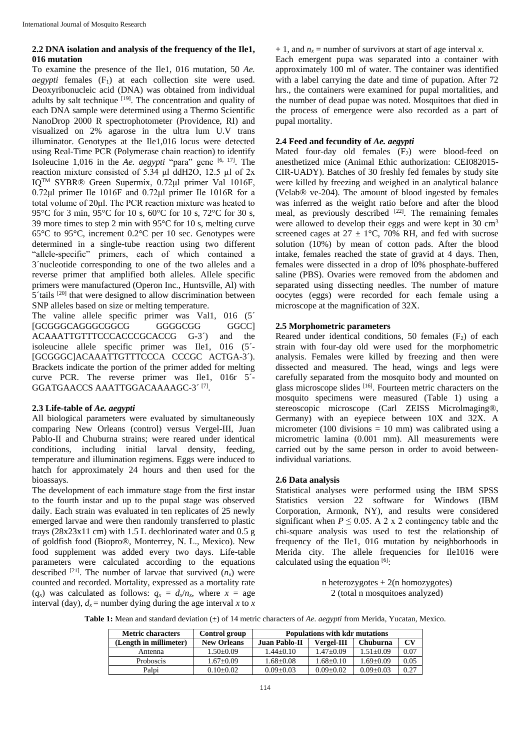### 2.2 DNA isolation and analysis of the frequency of the Ile1, 016 mutation

To examine the presence of the Ile1, 016 mutation, 50 *Ae. aegypti* females ($F_1$) at each collection site were used. Deoxyribonucleic acid (DNA) was obtained from individual adults by salt technique [19]. The concentration and quality of each DNA sample were determined using a Thermo Scientific NanoDrop 2000 R spectrophotometer (Providence, RI) and visualized on 2% agarose in the ultra lum U.V trans illuminator. Genotypes at the Ile1,016 locus were detected using Real-Time PCR (Polymerase chain reaction) to identify Isoleucine 1,016 in the *Ae. aegypti* "para" gene [6, 17]. The reaction mixture consisted of 5.34 µl ddH2O, 12.5 µl of 2x IQTM SYBR® Green Supermix, 0.72µl primer Val 1016F, 0.72µl primer Ile 1016F and 0.72µl primer Ile 1016R for a total volume of 20µl. The PCR reaction mixture was heated to 95°C for 3 min, 95°C for 10 s, 60°C for 10 s, 72°C for 30 s, 39 more times to step 2 min with 95°C for 10 s, melting curve 65°C to 95°C, increment 0.2°C per 10 sec. Genotypes were determined in a single-tube reaction using two different "allele-specific" primers, each of which contained a 3´nucleotide corresponding to one of the two alleles and a reverse primer that amplified both alleles. Allele specific primers were manufactured (Operon Inc., Huntsville, Al) with 5´tails [20] that were designed to allow discrimination between SNP alleles based on size or melting temperature.

The valine allele specific primer was Val1, 016 (5´ [GCGGGCAGGGCGGCG GGGGCGG GGCC] ACAAATTGTTTCCCACCCGCACCG G-3´) and the isoleucine allele specific primer was Ile1, 016 (5´-[GCGGGC]ACAAATTGTTTCCCA CCCGC ACTGA-3´). Brackets indicate the portion of the primer added for melting curve PCR. The reverse primer was Ile1, 016r 5´-GGATGAACCS AAATTGGACAAAAGC-3´ [7].

### 2.3 Life-table of *Ae. aegypti*

All biological parameters were evaluated by simultaneously comparing New Orleans (control) versus Vergel-III, Juan Pablo-II and Chuburna strains; were reared under identical conditions, including initial larval density, feeding, temperature and illumination regimens. Eggs were induced to hatch for approximately 24 hours and then used for the bioassays.

The development of each immature stage from the first instar to the fourth instar and up to the pupal stage was observed daily. Each strain was evaluated in ten replicates of 25 newly emerged larvae and were then randomly transferred to plastic trays (28x23x11 cm) with 1.5 L dechlorinated water and 0.5 g of goldfish food (Biopro®, Monterrey, N. L., Mexico). New food supplement was added every two days. Life-table parameters were calculated according to the equations described [21]. The number of larvae that survived ($n_x$) were counted and recorded. Mortality, expressed as a mortality rate ($q_x$) was calculated as follows: $q_x = d_x/n_x$, where $x$ = age interval (day), $d_x$ = number dying during the age interval $x$ to $x + 1$, and $n_x$ = number of survivors at start of age interval $x$.

Each emergent pupa was separated into a container with approximately 100 ml of water. The container was identified with a label carrying the date and time of pupation. After 72 hrs., the containers were examined for pupal mortalities, and the number of dead pupae was noted. Mosquitoes that died in the process of emergence were also recorded as a part of pupal mortality.

### 2.4 Feed and fecundity of *Ae. aegypti*

Mated four-day old females ($F_2$) were blood-feed on anesthetized mice (Animal Ethic authorization: CEI082015-CIR-UADY). Batches of 30 freshly fed females by study site were killed by freezing and weighed in an analytical balance (Velab® ve-204). The amount of blood ingested by females was inferred as the weight ratio before and after the blood meal, as previously described [22]. The remaining females were allowed to develop their eggs and were kept in 30 $cm^3$ screened cages at 27 ± 1°C, 70% RH, and fed with sucrose solution (10%) by mean of cotton pads. After the blood intake, females reached the state of gravid at 4 days. Then, females were dissected in a drop of l0% phosphate-buffered saline (PBS). Ovaries were removed from the abdomen and separated using dissecting needles. The number of mature oocytes (eggs) were recorded for each female using a microscope at the magnification of 32X.

### 2.5 Morphometric parameters

Reared under identical conditions, 50 females ($F_2$) of each strain with four-day old were used for the morphometric analysis. Females were killed by freezing and then were dissected and measured. The head, wings and legs were carefully separated from the mosquito body and mounted on glass microscope slides [16]. Fourteen metric characters on the mosquito specimens were measured (Table 1) using a stereoscopic microscope (Carl ZEISS Microlmaging®, Germany) with an eyepiece between 10X and 32X. A micrometer (100 divisions = 10 mm) was calibrated using a micrometric lamina (0.001 mm). All measurements were carried out by the same person in order to avoid between-individual variations.

### 2.6 Data analysis

Statistical analyses were performed using the IBM SPSS Statistics version 22 software for Windows (IBM Corporation, Armonk, NY), and results were considered significant when $P \leq 0.05$. A 2 x 2 contingency table and the chi-square analysis was used to test the relationship of frequency of the Ile1, 016 mutation by neighborhoods in Merida city. The allele frequencies for Ile1016 were calculated using the equation [6]:

$$\frac{\text{n heterozygotes} + 2(\text{n homozygotes})}{2\,(\text{total n mosquitoes analyzed})}$$

**Table 1:** Mean and standard deviation (±) of 14 metric characters of *Ae. aegypti* from Merida, Yucatan, Mexico.

| Metric characters | Control group | Populations with kdr mutations | | | |
|---|---|---|---|---|---|
| (Length in millimeter) | New Orleans | Juan Pablo-II | Vergel-III | Chuburna | CV |
| Antenna | 1.50±0.09 | 1.44±0.10 | 1.47±0.09 | 1.51±0.09 | 0.07 |
| Proboscis | 1.67±0.09 | 1.68±0.08 | 1.68±0.10 | 1.69±0.09 | 0.05 |
| Palpi | 0.10±0.02 | 0.09±0.03 | 0.09±0.02 | 0.09±0.03 | 0.27 |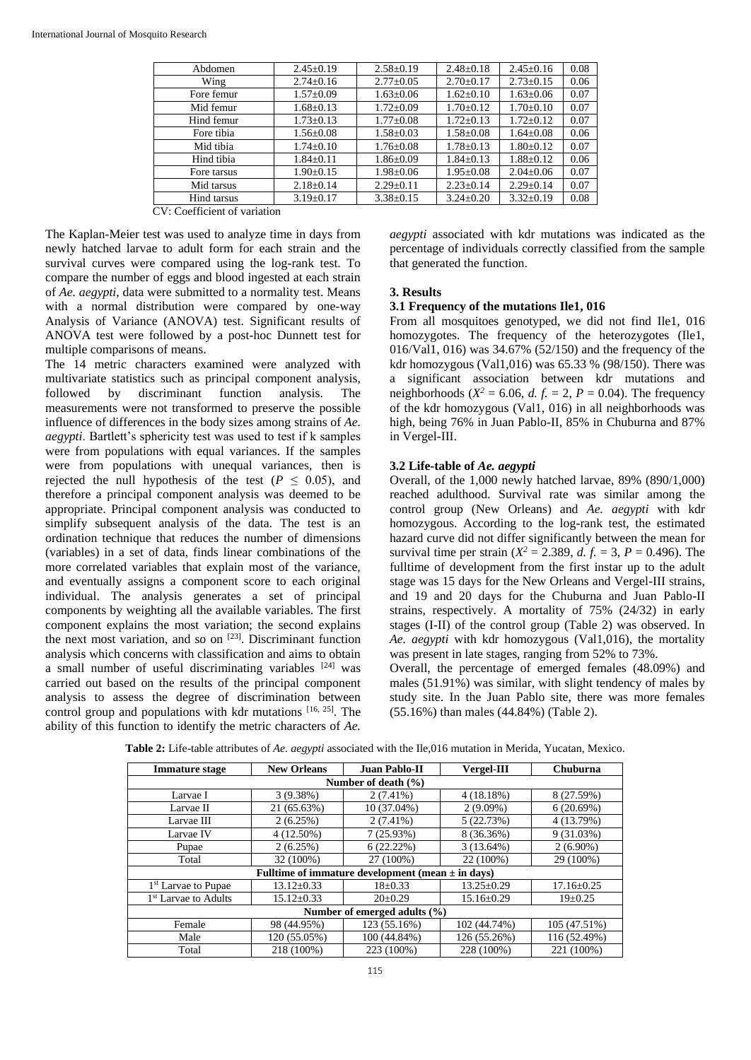| Abdomen | 2.45±0.19 | 2.58±0.19 | 2.48±0.18 | 2.45±0.16 | 0.08 |
|---|---|---|---|---|---|
| Wing | 2.74±0.16 | 2.77±0.05 | 2.70±0.17 | 2.73±0.15 | 0.06 |
| Fore femur | 1.57±0.09 | 1.63±0.06 | 1.62±0.10 | 1.63±0.06 | 0.07 |
| Mid femur | 1.68±0.13 | 1.72±0.09 | 1.70±0.12 | 1.70±0.10 | 0.07 |
| Hind femur | 1.73±0.13 | 1.77±0.08 | 1.72±0.13 | 1.72±0.12 | 0.07 |
| Fore tibia | 1.56±0.08 | 1.58±0.03 | 1.58±0.08 | 1.64±0.08 | 0.06 |
| Mid tibia | 1.74±0.10 | 1.76±0.08 | 1.78±0.13 | 1.80±0.12 | 0.07 |
| Hind tibia | 1.84±0.11 | 1.86±0.09 | 1.84±0.13 | 1.88±0.12 | 0.06 |
| Fore tarsus | 1.90±0.15 | 1.98±0.06 | 1.95±0.08 | 2.04±0.06 | 0.07 |
| Mid tarsus | 2.18±0.14 | 2.29±0.11 | 2.23±0.14 | 2.29±0.14 | 0.07 |
| Hind tarsus | 3.19±0.17 | 3.38±0.15 | 3.24±0.20 | 3.32±0.19 | 0.08 |

CV: Coefficient of variation

The Kaplan-Meier test was used to analyze time in days from newly hatched larvae to adult form for each strain and the survival curves were compared using the log-rank test. To compare the number of eggs and blood ingested at each strain of *Ae. aegypti*, data were submitted to a normality test. Means with a normal distribution were compared by one-way Analysis of Variance (ANOVA) test. Significant results of ANOVA test were followed by a post-hoc Dunnett test for multiple comparisons of means.

The 14 metric characters examined were analyzed with multivariate statistics such as principal component analysis, followed by discriminant function analysis. The measurements were not transformed to preserve the possible influence of differences in the body sizes among strains of *Ae. aegypti*. Bartlett's sphericity test was used to test if k samples were from populations with equal variances. If the samples were from populations with unequal variances, then is rejected the null hypothesis of the test ($P \leq 0.05$), and therefore a principal component analysis was deemed to be appropriate. Principal component analysis was conducted to simplify subsequent analysis of the data. The test is an ordination technique that reduces the number of dimensions (variables) in a set of data, finds linear combinations of the more correlated variables that explain most of the variance, and eventually assigns a component score to each original individual. The analysis generates a set of principal components by weighting all the available variables. The first component explains the most variation; the second explains the next most variation, and so on [23]. Discriminant function analysis which concerns with classification and aims to obtain a small number of useful discriminating variables [24] was carried out based on the results of the principal component analysis to assess the degree of discrimination between control group and populations with kdr mutations [16, 25]. The ability of this function to identify the metric characters of *Ae. aegypti* associated with kdr mutations was indicated as the percentage of individuals correctly classified from the sample that generated the function.

## 3. Results

### 3.1 Frequency of the mutations Ile1, 016

From all mosquitoes genotyped, we did not find Ile1, 016 homozygotes. The frequency of the heterozygotes (Ile1, 016/Val1, 016) was 34.67% (52/150) and the frequency of the kdr homozygous (Val1,016) was 65.33 % (98/150). There was a significant association between kdr mutations and neighborhoods ($X^2 = 6.06$, *d. f.* = 2, $P = 0.04$). The frequency of the kdr homozygous (Val1, 016) in all neighborhoods was high, being 76% in Juan Pablo-II, 85% in Chuburna and 87% in Vergel-III.

### 3.2 Life-table of *Ae. aegypti*

Overall, of the 1,000 newly hatched larvae, 89% (890/1,000) reached adulthood. Survival rate was similar among the control group (New Orleans) and *Ae. aegypti* with kdr homozygous. According to the log-rank test, the estimated hazard curve did not differ significantly between the mean for survival time per strain ($X^2 = 2.389$, *d. f.* = 3, $P = 0.496$). The fulltime of development from the first instar up to the adult stage was 15 days for the New Orleans and Vergel-III strains, and 19 and 20 days for the Chuburna and Juan Pablo-II strains, respectively. A mortality of 75% (24/32) in early stages (I-II) of the control group (Table 2) was observed. In *Ae. aegypti* with kdr homozygous (Val1,016), the mortality was present in late stages, ranging from 52% to 73%.

Overall, the percentage of emerged females (48.09%) and males (51.91%) was similar, with slight tendency of males by study site. In the Juan Pablo site, there was more females (55.16%) than males (44.84%) (Table 2).

**Table 2:** Life-table attributes of *Ae. aegypti* associated with the Ile,016 mutation in Merida, Yucatan, Mexico.

| Immature stage | New Orleans | Juan Pablo-II | Vergel-III | Chuburna |
|---|---|---|---|---|
| **Number of death (%)** | | | | |
| Larvae I | 3 (9.38%) | 2 (7.41%) | 4 (18.18%) | 8 (27.59%) |
| Larvae II | 21 (65.63%) | 10 (37.04%) | 2 (9.09%) | 6 (20.69%) |
| Larvae III | 2 (6.25%) | 2 (7.41%) | 5 (22.73%) | 4 (13.79%) |
| Larvae IV | 4 (12.50%) | 7 (25.93%) | 8 (36.36%) | 9 (31.03%) |
| Pupae | 2 (6.25%) | 6 (22.22%) | 3 (13.64%) | 2 (6.90%) |
| Total | 32 (100%) | 27 (100%) | 22 (100%) | 29 (100%) |
| **Fulltime of immature development (mean ± in days)** | | | | |
| 1st Larvae to Pupae | 13.12±0.33 | 18±0.33 | 13.25±0.29 | 17.16±0.25 |
| 1st Larvae to Adults | 15.12±0.33 | 20±0.29 | 15.16±0.29 | 19±0.25 |
| **Number of emerged adults (%)** | | | | |
| Female | 98 (44.95%) | 123 (55.16%) | 102 (44.74%) | 105 (47.51%) |
| Male | 120 (55.05%) | 100 (44.84%) | 126 (55.26%) | 116 (52.49%) |
| Total | 218 (100%) | 223 (100%) | 228 (100%) | 221 (100%) |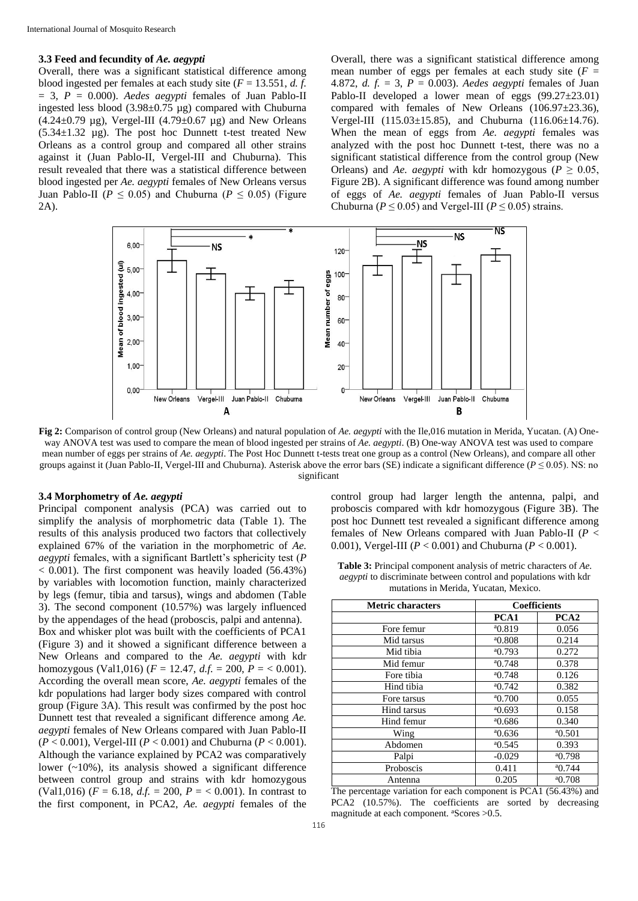### 3.3 Feed and fecundity of *Ae. aegypti*

Overall, there was a significant statistical difference among blood ingested per females at each study site ($F$ = 13.551, *d. f.* = 3, $P$ = 0.000). *Aedes aegypti* females of Juan Pablo-II ingested less blood (3.98±0.75 µg) compared with Chuburna (4.24±0.79 µg), Vergel-III (4.79±0.67 µg) and New Orleans (5.34±1.32 µg). The post hoc Dunnett t-test treated New Orleans as a control group and compared all other strains against it (Juan Pablo-II, Vergel-III and Chuburna). This result revealed that there was a statistical difference between blood ingested per *Ae. aegypti* females of New Orleans versus Juan Pablo-II ($P \leq 0.05$) and Chuburna ($P \leq 0.05$) (Figure 2A).

Overall, there was a significant statistical difference among mean number of eggs per females at each study site ($F$ = 4.872, *d. f.* = 3, $P$ = 0.003). *Aedes aegypti* females of Juan Pablo-II developed a lower mean of eggs (99.27±23.01) compared with females of New Orleans (106.97±23.36), Vergel-III (115.03±15.85), and Chuburna (116.06±14.76). When the mean of eggs from *Ae. aegypti* females was analyzed with the post hoc Dunnett t-test, there was no a significant statistical difference from the control group (New Orleans) and *Ae. aegypti* with kdr homozygous ($P \geq 0.05$, Figure 2B). A significant difference was found among number of eggs of *Ae. aegypti* females of Juan Pablo-II versus Chuburna ($P \leq 0.05$) and Vergel-III ($P \leq 0.05$) strains.

**Fig 2:** Comparison of control group (New Orleans) and natural population of *Ae. aegypti* with the Ile,016 mutation in Merida, Yucatan. (A) One-way ANOVA test was used to compare the mean of blood ingested per strains of *Ae. aegypti*. (B) One-way ANOVA test was used to compare mean number of eggs per strains of *Ae. aegypti*. The Post Hoc Dunnett t-tests treat one group as a control (New Orleans), and compare all other groups against it (Juan Pablo-II, Vergel-III and Chuburna). Asterisk above the error bars (SE) indicate a significant difference ($P \leq 0.05$). NS: no significant

### 3.4 Morphometry of *Ae. aegypti*

Principal component analysis (PCA) was carried out to simplify the analysis of morphometric data (Table 1). The results of this analysis produced two factors that collectively explained 67% of the variation in the morphometric of *Ae. aegypti* females, with a significant Bartlett's sphericity test ($P$ < 0.001). The first component was heavily loaded (56.43%) by variables with locomotion function, mainly characterized by legs (femur, tibia and tarsus), wings and abdomen (Table 3). The second component (10.57%) was largely influenced by the appendages of the head (proboscis, palpi and antenna).

Box and whisker plot was built with the coefficients of PCA1 (Figure 3) and it showed a significant difference between a New Orleans and compared to the *Ae. aegypti* with kdr homozygous (Val1,016) ($F$ = 12.47, *d.f.* = 200, $P$ = < 0.001). According the overall mean score, *Ae. aegypti* females of the kdr populations had larger body sizes compared with control group (Figure 3A). This result was confirmed by the post hoc Dunnett test that revealed a significant difference among *Ae. aegypti* females of New Orleans compared with Juan Pablo-II ($P$ < 0.001), Vergel-III ($P$ < 0.001) and Chuburna ($P$ < 0.001). Although the variance explained by PCA2 was comparatively lower (~10%), its analysis showed a significant difference between control group and strains with kdr homozygous (Val1,016) ($F$ = 6.18, *d.f.* = 200, $P$ = < 0.001). In contrast to the first component, in PCA2, *Ae. aegypti* females of the control group had larger length the antenna, palpi, and proboscis compared with kdr homozygous (Figure 3B). The post hoc Dunnett test revealed a significant difference among females of New Orleans compared with Juan Pablo-II ($P$ < 0.001), Vergel-III ($P$ < 0.001) and Chuburna ($P$ < 0.001).

**Table 3:** Principal component analysis of metric characters of *Ae. aegypti* to discriminate between control and populations with kdr mutations in Merida, Yucatan, Mexico.

| Metric characters | Coefficients | |
|---|---|---|
| | **PCA1** | **PCA2** |
| Fore femur | [a]0.819 | 0.056 |
| Mid tarsus | [a]0.808 | 0.214 |
| Mid tibia | [a]0.793 | 0.272 |
| Mid femur | [a]0.748 | 0.378 |
| Fore tibia | [a]0.748 | 0.126 |
| Hind tibia | [a]0.742 | 0.382 |
| Fore tarsus | [a]0.700 | 0.055 |
| Hind tarsus | [a]0.693 | 0.158 |
| Hind femur | [a]0.686 | 0.340 |
| Wing | [a]0.636 | [a]0.501 |
| Abdomen | [a]0.545 | 0.393 |
| Palpi | -0.029 | [a]0.798 |
| Proboscis | 0.411 | [a]0.744 |
| Antenna | 0.205 | [a]0.708 |

The percentage variation for each component is PCA1 (56.43%) and PCA2 (10.57%). The coefficients are sorted by decreasing magnitude at each component. [a]Scores >0.5.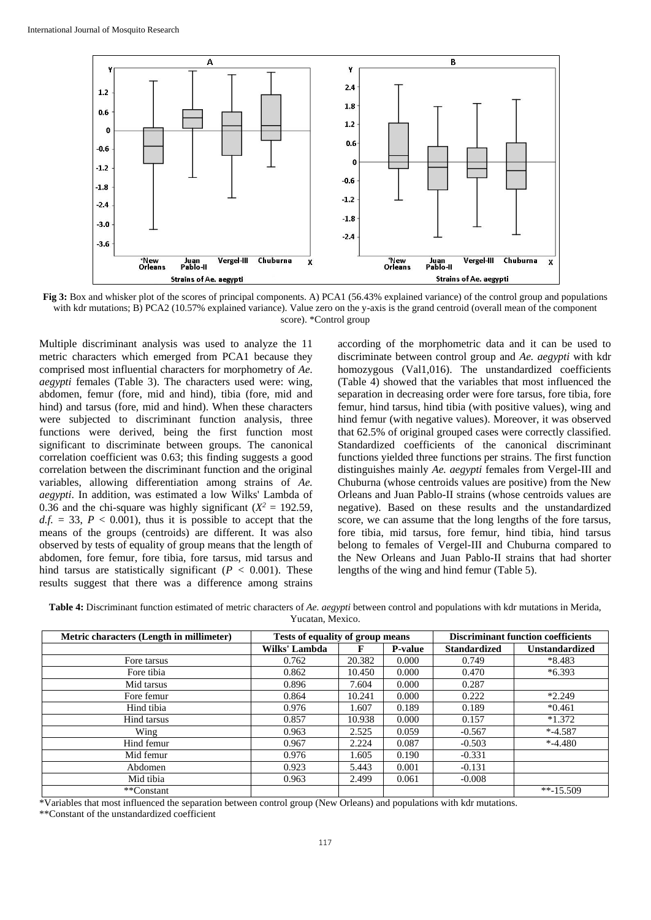**Fig 3:** Box and whisker plot of the scores of principal components. A) PCA1 (56.43% explained variance) of the control group and populations with kdr mutations; B) PCA2 (10.57% explained variance). Value zero on the y-axis is the grand centroid (overall mean of the component score). *Control group

Multiple discriminant analysis was used to analyze the 11 metric characters which emerged from PCA1 because they comprised most influential characters for morphometry of *Ae. aegypti* females (Table 3). The characters used were: wing, abdomen, femur (fore, mid and hind), tibia (fore, mid and hind) and tarsus (fore, mid and hind). When these characters were subjected to discriminant function analysis, three functions were derived, being the first function most significant to discriminate between groups. The canonical correlation coefficient was 0.63; this finding suggests a good correlation between the discriminant function and the original variables, allowing differentiation among strains of *Ae. aegypti*. In addition, was estimated a low Wilks' Lambda of 0.36 and the chi-square was highly significant ($X^2$ = 192.59, *d.f.* = 33, $P$ < 0.001), thus it is possible to accept that the means of the groups (centroids) are different. It was also observed by tests of equality of group means that the length of abdomen, fore femur, fore tibia, fore tarsus, mid tarsus and hind tarsus are statistically significant ($P$ < 0.001). These results suggest that there was a difference among strains according of the morphometric data and it can be used to discriminate between control group and *Ae. aegypti* with kdr homozygous (Val1,016). The unstandardized coefficients (Table 4) showed that the variables that most influenced the separation in decreasing order were fore tarsus, fore tibia, fore femur, hind tarsus, hind tibia (with positive values), wing and hind femur (with negative values). Moreover, it was observed that 62.5% of original grouped cases were correctly classified. Standardized coefficients of the canonical discriminant functions yielded three functions per strains. The first function distinguishes mainly *Ae. aegypti* females from Vergel-III and Chuburna (whose centroids values are positive) from the New Orleans and Juan Pablo-II strains (whose centroids values are negative). Based on these results and the unstandardized score, we can assume that the long lengths of the fore tarsus, fore tibia, mid tarsus, fore femur, hind tibia, hind tarsus belong to females of Vergel-III and Chuburna compared to the New Orleans and Juan Pablo-II strains that had shorter lengths of the wing and hind femur (Table 5).

**Table 4:** Discriminant function estimated of metric characters of *Ae. aegypti* between control and populations with kdr mutations in Merida, Yucatan, Mexico.

| Metric characters (Length in millimeter) | Tests of equality of group means | | | Discriminant function coefficients | |
|---|---|---|---|---|---|
| | Wilks' Lambda | F | P-value | Standardized | Unstandardized |
| Fore tarsus | 0.762 | 20.382 | 0.000 | 0.749 | *8.483 |
| Fore tibia | 0.862 | 10.450 | 0.000 | 0.470 | *6.393 |
| Mid tarsus | 0.896 | 7.604 | 0.000 | 0.287 | |
| Fore femur | 0.864 | 10.241 | 0.000 | 0.222 | *2.249 |
| Hind tibia | 0.976 | 1.607 | 0.189 | 0.189 | *0.461 |
| Hind tarsus | 0.857 | 10.938 | 0.000 | 0.157 | *1.372 |
| Wing | 0.963 | 2.525 | 0.059 | -0.567 | *-4.587 |
| Hind femur | 0.967 | 2.224 | 0.087 | -0.503 | *-4.480 |
| Mid femur | 0.976 | 1.605 | 0.190 | -0.331 | |
| Abdomen | 0.923 | 5.443 | 0.001 | -0.131 | |
| Mid tibia | 0.963 | 2.499 | 0.061 | -0.008 | |
| **Constant | | | | | **-15.509 |

*Variables that most influenced the separation between control group (New Orleans) and populations with kdr mutations.

**Constant of the unstandardized coefficient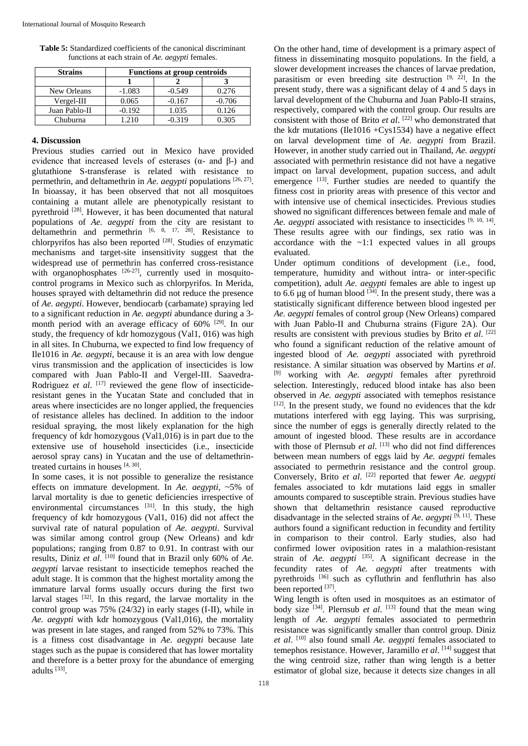**Table 5:** Standardized coefficients of the canonical discriminant functions at each strain of *Ae. aegypti* females.

| Strains | Functions at group centroids | | |
|---|---|---|---|
| | 1 | 2 | 3 |
| New Orleans | -1.083 | -0.549 | 0.276 |
| Vergel-III | 0.065 | -0.167 | -0.706 |
| Juan Pablo-II | -0.192 | 1.035 | 0.126 |
| Chuburna | 1.210 | -0.319 | 0.305 |

## 4. Discussion

Previous studies carried out in Mexico have provided evidence that increased levels of esterases (α- and β-) and glutathione S-transferase is related with resistance to permethrin, and deltamethrin in *Ae. aegypti* populations [26, 27]. In bioassay, it has been observed that not all mosquitoes containing a mutant allele are phenotypically resistant to pyrethroid [28]. However, it has been documented that natural populations of *Ae. aegypti* from the city are resistant to deltamethrin and permethrin [6, 8, 17, 28]. Resistance to chlorpyrifos has also been reported [28]. Studies of enzymatic mechanisms and target-site insensitivity suggest that the widespread use of permethrin has conferred cross-resistance with organophosphates [26-27], currently used in mosquito-control programs in Mexico such as chlorpyrifos. In Merida, houses sprayed with deltamethrin did not reduce the presence of *Ae. aegypti*. However, bendiocarb (carbamate) spraying led to a significant reduction in *Ae. aegypti* abundance during a 3-month period with an average efficacy of 60% [29]. In our study, the frequency of kdr homozygous (Val1, 016) was high in all sites. In Chuburna, we expected to find low frequency of Ile1016 in *Ae. aegypti*, because it is an area with low dengue virus transmission and the application of insecticides is low compared with Juan Pablo-II and Vergel-III. Saavedra-Rodriguez *et al*. [17] reviewed the gene flow of insecticide-resistant genes in the Yucatan State and concluded that in areas where insecticides are no longer applied, the frequencies of resistance alleles has declined. In addition to the indoor residual spraying, the most likely explanation for the high frequency of kdr homozygous (Val1,016) is in part due to the extensive use of household insecticides (i.e., insecticide aerosol spray cans) in Yucatan and the use of deltamethrin-treated curtains in houses [4, 30].

In some cases, it is not possible to generalize the resistance effects on immature development. In *Ae. aegypti,* ~5% of larval mortality is due to genetic deficiencies irrespective of environmental circumstances [31]. In this study, the high frequency of kdr homozygous (Val1, 016) did not affect the survival rate of natural population of *Ae. aegypti*. Survival was similar among control group (New Orleans) and kdr populations; ranging from 0.87 to 0.91. In contrast with our results, Diniz *et al*. [10] found that in Brazil only 60% of *Ae. aegypti* larvae resistant to insecticide temephos reached the adult stage. It is common that the highest mortality among the immature larval forms usually occurs during the first two larval stages [32]. In this regard, the larvae mortality in the control group was 75% (24/32) in early stages (I-II), while in *Ae. aegypti* with kdr homozygous (Val1,016), the mortality was present in late stages, and ranged from 52% to 73%. This is a fitness cost disadvantage in *Ae. aegypti* because late stages such as the pupae is considered that has lower mortality and therefore is a better proxy for the abundance of emerging adults [33].

On the other hand, time of development is a primary aspect of fitness in disseminating mosquito populations. In the field, a slower development increases the chances of larvae predation, parasitism or even breeding site destruction [9, 22]. In the present study, there was a significant delay of 4 and 5 days in larval development of the Chuburna and Juan Pablo-II strains, respectively, compared with the control group. Our results are consistent with those of Brito *et al*. [22] who demonstrated that the kdr mutations (Ile1016 +Cys1534) have a negative effect on larval development time of *Ae. aegypti* from Brazil. However, in another study carried out in Thailand, *Ae. aegypti* associated with permethrin resistance did not have a negative impact on larval development, pupation success, and adult emergence [13]. Further studies are needed to quantify the fitness cost in priority areas with presence of this vector and with intensive use of chemical insecticides. Previous studies showed no significant differences between female and male of *Ae. aegypti* associated with resistance to insecticides [9, 10, 14]. These results agree with our findings, sex ratio was in accordance with the ~1:1 expected values in all groups evaluated.

Under optimum conditions of development (i.e., food, temperature, humidity and without intra- or inter-specific competition), adult *Ae. aegypti* females are able to ingest up to 6.6 µg of human blood [34]. In the present study, there was a statistically significant difference between blood ingested per *Ae. aegypti* females of control group (New Orleans) compared with Juan Pablo-II and Chuburna strains (Figure 2A). Our results are consistent with previous studies by Brito *et al*. [22] who found a significant reduction of the relative amount of ingested blood of *Ae. aegypti* associated with pyrethroid resistance. A similar situation was observed by Martins *et al*. [9] working with *Ae. aegypti* females after pyrethroid selection. Interestingly, reduced blood intake has also been observed in *Ae. aegypti* associated with temephos resistance [12]. In the present study, we found no evidences that the kdr mutations interfered with egg laying. This was surprising, since the number of eggs is generally directly related to the amount of ingested blood. These results are in accordance with those of Plernsub *et al*. [13] who did not find differences between mean numbers of eggs laid by *Ae. aegypti* females associated to permethrin resistance and the control group. Conversely, Brito *et al*. [22] reported that fewer *Ae. aegypti* females associated to kdr mutations laid eggs in smaller amounts compared to susceptible strain. Previous studies have shown that deltamethrin resistance caused reproductive disadvantage in the selected strains of *Ae. aegypti* [9, 11]. These authors found a significant reduction in fecundity and fertility in comparison to their control. Early studies, also had confirmed lower oviposition rates in a malathion-resistant strain of *Ae. aegypti* [35]. A significant decrease in the fecundity rates of *Ae. aegypti* after treatments with pyrethroids [36] such as cyfluthrin and fenfluthrin has also been reported [37].

Wing length is often used in mosquitoes as an estimator of body size [34]. Plernsub *et al*. [13] found that the mean wing length of *Ae. aegypti* females associated to permethrin resistance was significantly smaller than control group. Diniz *et al*. [10] also found small *Ae. aegypti* females associated to temephos resistance. However, Jaramillo *et al*. [14] suggest that the wing centroid size, rather than wing length is a better estimator of global size, because it detects size changes in all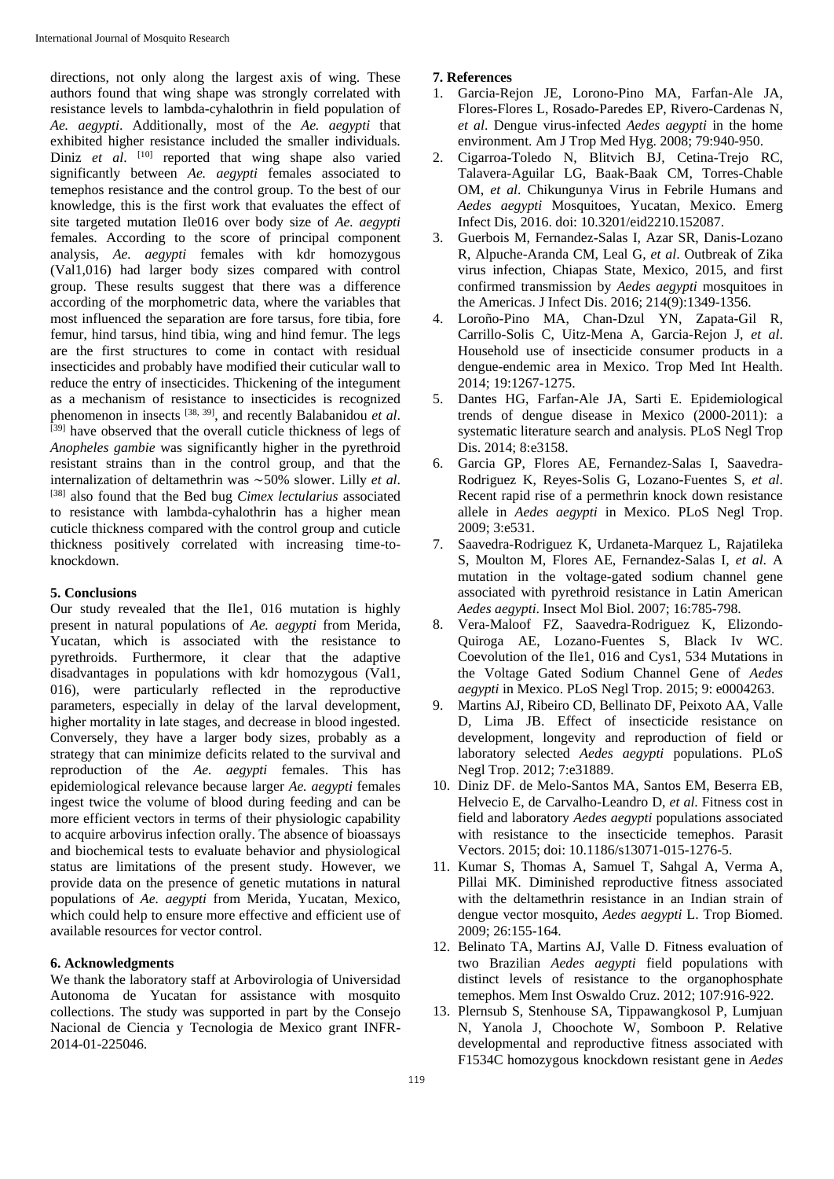directions, not only along the largest axis of wing. These authors found that wing shape was strongly correlated with resistance levels to lambda-cyhalothrin in field population of *Ae. aegypti*. Additionally, most of the *Ae. aegypti* that exhibited higher resistance included the smaller individuals. Diniz *et al*. [10] reported that wing shape also varied significantly between *Ae. aegypti* females associated to temephos resistance and the control group. To the best of our knowledge, this is the first work that evaluates the effect of site targeted mutation Ile016 over body size of *Ae. aegypti* females. According to the score of principal component analysis, *Ae. aegypti* females with kdr homozygous (Val1,016) had larger body sizes compared with control group. These results suggest that there was a difference according of the morphometric data, where the variables that most influenced the separation are fore tarsus, fore tibia, fore femur, hind tarsus, hind tibia, wing and hind femur. The legs are the first structures to come in contact with residual insecticides and probably have modified their cuticular wall to reduce the entry of insecticides. Thickening of the integument as a mechanism of resistance to insecticides is recognized phenomenon in insects [38, 39], and recently Balabanidou *et al*. [39] have observed that the overall cuticle thickness of legs of *Anopheles gambie* was significantly higher in the pyrethroid resistant strains than in the control group, and that the internalization of deltamethrin was ∼50% slower. Lilly *et al*. [38] also found that the Bed bug *Cimex lectularius* associated to resistance with lambda-cyhalothrin has a higher mean cuticle thickness compared with the control group and cuticle thickness positively correlated with increasing time-to-knockdown.

## 5. Conclusions

Our study revealed that the Ile1, 016 mutation is highly present in natural populations of *Ae. aegypti* from Merida, Yucatan, which is associated with the resistance to pyrethroids. Furthermore, it clear that the adaptive disadvantages in populations with kdr homozygous (Val1, 016), were particularly reflected in the reproductive parameters, especially in delay of the larval development, higher mortality in late stages, and decrease in blood ingested. Conversely, they have a larger body sizes, probably as a strategy that can minimize deficits related to the survival and reproduction of the *Ae. aegypti* females. This has epidemiological relevance because larger *Ae. aegypti* females ingest twice the volume of blood during feeding and can be more efficient vectors in terms of their physiologic capability to acquire arbovirus infection orally. The absence of bioassays and biochemical tests to evaluate behavior and physiological status are limitations of the present study. However, we provide data on the presence of genetic mutations in natural populations of *Ae. aegypti* from Merida, Yucatan, Mexico, which could help to ensure more effective and efficient use of available resources for vector control.

## 6. Acknowledgments

We thank the laboratory staff at Arbovirologia of Universidad Autonoma de Yucatan for assistance with mosquito collections. The study was supported in part by the Consejo Nacional de Ciencia y Tecnologia de Mexico grant INFR-2014-01-225046.

## 7. References

1. Garcia-Rejon JE, Lorono-Pino MA, Farfan-Ale JA, Flores-Flores L, Rosado-Paredes EP, Rivero-Cardenas N, *et al*. Dengue virus-infected *Aedes aegypti* in the home environment. Am J Trop Med Hyg. 2008; 79:940-950.
2. Cigarroa-Toledo N, Blitvich BJ, Cetina-Trejo RC, Talavera-Aguilar LG, Baak-Baak CM, Torres-Chable OM, *et al*. Chikungunya Virus in Febrile Humans and *Aedes aegypti* Mosquitoes, Yucatan, Mexico. Emerg Infect Dis, 2016. doi: 10.3201/eid2210.152087.
3. Guerbois M, Fernandez-Salas I, Azar SR, Danis-Lozano R, Alpuche-Aranda CM, Leal G, *et al*. Outbreak of Zika virus infection, Chiapas State, Mexico, 2015, and first confirmed transmission by *Aedes aegypti* mosquitoes in the Americas. J Infect Dis. 2016; 214(9):1349-1356.
4. Loroño-Pino MA, Chan-Dzul YN, Zapata-Gil R, Carrillo-Solis C, Uitz-Mena A, Garcia-Rejon J, *et al*. Household use of insecticide consumer products in a dengue-endemic area in Mexico. Trop Med Int Health. 2014; 19:1267-1275.
5. Dantes HG, Farfan-Ale JA, Sarti E. Epidemiological trends of dengue disease in Mexico (2000-2011): a systematic literature search and analysis. PLoS Negl Trop Dis. 2014; 8:e3158.
6. Garcia GP, Flores AE, Fernandez-Salas I, Saavedra-Rodriguez K, Reyes-Solis G, Lozano-Fuentes S, *et al*. Recent rapid rise of a permethrin knock down resistance allele in *Aedes aegypti* in Mexico. PLoS Negl Trop. 2009; 3:e531.
7. Saavedra-Rodriguez K, Urdaneta-Marquez L, Rajatileka S, Moulton M, Flores AE, Fernandez-Salas I, *et al*. A mutation in the voltage-gated sodium channel gene associated with pyrethroid resistance in Latin American *Aedes aegypti*. Insect Mol Biol. 2007; 16:785-798.
8. Vera-Maloof FZ, Saavedra-Rodriguez K, Elizondo-Quiroga AE, Lozano-Fuentes S, Black Iv WC. Coevolution of the Ile1, 016 and Cys1, 534 Mutations in the Voltage Gated Sodium Channel Gene of *Aedes aegypti* in Mexico. PLoS Negl Trop. 2015; 9: e0004263.
9. Martins AJ, Ribeiro CD, Bellinato DF, Peixoto AA, Valle D, Lima JB. Effect of insecticide resistance on development, longevity and reproduction of field or laboratory selected *Aedes aegypti* populations. PLoS Negl Trop. 2012; 7:e31889.
10. Diniz DF. de Melo-Santos MA, Santos EM, Beserra EB, Helvecio E, de Carvalho-Leandro D, *et al*. Fitness cost in field and laboratory *Aedes aegypti* populations associated with resistance to the insecticide temephos. Parasit Vectors. 2015; doi: 10.1186/s13071-015-1276-5.
11. Kumar S, Thomas A, Samuel T, Sahgal A, Verma A, Pillai MK. Diminished reproductive fitness associated with the deltamethrin resistance in an Indian strain of dengue vector mosquito, *Aedes aegypti* L. Trop Biomed. 2009; 26:155-164.
12. Belinato TA, Martins AJ, Valle D. Fitness evaluation of two Brazilian *Aedes aegypti* field populations with distinct levels of resistance to the organophosphate temephos. Mem Inst Oswaldo Cruz. 2012; 107:916-922.
13. Plernsub S, Stenhouse SA, Tippawangkosol P, Lumjuan N, Yanola J, Choochote W, Somboon P. Relative developmental and reproductive fitness associated with F1534C homozygous knockdown resistant gene in *Aedes*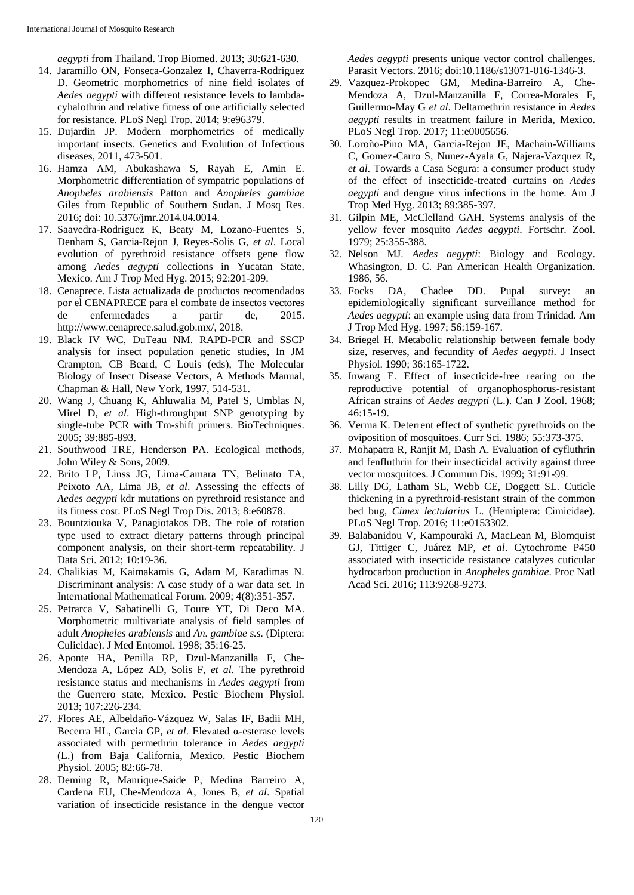*aegypti* from Thailand. Trop Biomed. 2013; 30:621-630.

14. Jaramillo ON, Fonseca-Gonzalez I, Chaverra-Rodriguez D. Geometric morphometrics of nine field isolates of *Aedes aegypti* with different resistance levels to lambda-cyhalothrin and relative fitness of one artificially selected for resistance. PLoS Negl Trop. 2014; 9:e96379.
15. Dujardin JP. Modern morphometrics of medically important insects. Genetics and Evolution of Infectious diseases, 2011, 473-501.
16. Hamza AM, Abukashawa S, Rayah E, Amin E. Morphometric differentiation of sympatric populations of *Anopheles arabiensis* Patton and *Anopheles gambiae* Giles from Republic of Southern Sudan. J Mosq Res. 2016; doi: 10.5376/jmr.2014.04.0014.
17. Saavedra-Rodriguez K, Beaty M, Lozano-Fuentes S, Denham S, Garcia-Rejon J, Reyes-Solis G, *et al*. Local evolution of pyrethroid resistance offsets gene flow among *Aedes aegypti* collections in Yucatan State, Mexico. Am J Trop Med Hyg. 2015; 92:201-209.
18. Cenaprece. Lista actualizada de productos recomendados por el CENAPRECE para el combate de insectos vectores de enfermedades a partir de, 2015. http://www.cenaprece.salud.gob.mx/, 2018.
19. Black IV WC, DuTeau NM. RAPD-PCR and SSCP analysis for insect population genetic studies, In JM Crampton, CB Beard, C Louis (eds), The Molecular Biology of Insect Disease Vectors, A Methods Manual, Chapman & Hall, New York, 1997, 514-531.
20. Wang J, Chuang K, Ahluwalia M, Patel S, Umblas N, Mirel D, *et al*. High-throughput SNP genotyping by single-tube PCR with Tm-shift primers. BioTechniques. 2005; 39:885-893.
21. Southwood TRE, Henderson PA. Ecological methods, John Wiley & Sons, 2009.
22. Brito LP, Linss JG, Lima-Camara TN, Belinato TA, Peixoto AA, Lima JB, *et al*. Assessing the effects of *Aedes aegypti* kdr mutations on pyrethroid resistance and its fitness cost. PLoS Negl Trop Dis. 2013; 8:e60878.
23. Bountziouka V, Panagiotakos DB. The role of rotation type used to extract dietary patterns through principal component analysis, on their short-term repeatability. J Data Sci. 2012; 10:19-36.
24. Chalikias M, Kaimakamis G, Adam M, Karadimas N. Discriminant analysis: A case study of a war data set. In International Mathematical Forum. 2009; 4(8):351-357.
25. Petrarca V, Sabatinelli G, Toure YT, Di Deco MA. Morphometric multivariate analysis of field samples of adult *Anopheles arabiensis* and *An. gambiae s.s.* (Diptera: Culicidae). J Med Entomol. 1998; 35:16-25.
26. Aponte HA, Penilla RP, Dzul-Manzanilla F, Che-Mendoza A, López AD, Solis F, *et al*. The pyrethroid resistance status and mechanisms in *Aedes aegypti* from the Guerrero state, Mexico. Pestic Biochem Physiol. 2013; 107:226-234.
27. Flores AE, Albeldaño-Vázquez W, Salas IF, Badii MH, Becerra HL, Garcia GP, *et al*. Elevated α-esterase levels associated with permethrin tolerance in *Aedes aegypti* (L.) from Baja California, Mexico. Pestic Biochem Physiol. 2005; 82:66-78.
28. Deming R, Manrique-Saide P, Medina Barreiro A, Cardena EU, Che-Mendoza A, Jones B, *et al*. Spatial variation of insecticide resistance in the dengue vector *Aedes aegypti* presents unique vector control challenges. Parasit Vectors. 2016; doi:10.1186/s13071-016-1346-3.
29. Vazquez-Prokopec GM, Medina-Barreiro A, Che-Mendoza A, Dzul-Manzanilla F, Correa-Morales F, Guillermo-May G *et al*. Deltamethrin resistance in *Aedes aegypti* results in treatment failure in Merida, Mexico. PLoS Negl Trop. 2017; 11:e0005656.
30. Loroño-Pino MA, Garcia-Rejon JE, Machain-Williams C, Gomez-Carro S, Nunez-Ayala G, Najera-Vazquez R, *et al*. Towards a Casa Segura: a consumer product study of the effect of insecticide-treated curtains on *Aedes aegypti* and dengue virus infections in the home. Am J Trop Med Hyg. 2013; 89:385-397.
31. Gilpin ME, McClelland GAH. Systems analysis of the yellow fever mosquito *Aedes aegypti*. Fortschr. Zool. 1979; 25:355-388.
32. Nelson MJ. *Aedes aegypti*: Biology and Ecology. Whasington, D. C. Pan American Health Organization. 1986, 56.
33. Focks DA, Chadee DD. Pupal survey: an epidemiologically significant surveillance method for *Aedes aegypti*: an example using data from Trinidad. Am J Trop Med Hyg. 1997; 56:159-167.
34. Briegel H. Metabolic relationship between female body size, reserves, and fecundity of *Aedes aegypti*. J Insect Physiol. 1990; 36:165-1722.
35. Inwang E. Effect of insecticide-free rearing on the reproductive potential of organophosphorus-resistant African strains of *Aedes aegypti* (L.). Can J Zool. 1968; 46:15-19.
36. Verma K. Deterrent effect of synthetic pyrethroids on the oviposition of mosquitoes. Curr Sci. 1986; 55:373-375.
37. Mohapatra R, Ranjit M, Dash A. Evaluation of cyfluthrin and fenfluthrin for their insecticidal activity against three vector mosquitoes. J Commun Dis. 1999; 31:91-99.
38. Lilly DG, Latham SL, Webb CE, Doggett SL. Cuticle thickening in a pyrethroid-resistant strain of the common bed bug, *Cimex lectularius* L. (Hemiptera: Cimicidae). PLoS Negl Trop. 2016; 11:e0153302.
39. Balabanidou V, Kampouraki A, MacLean M, Blomquist GJ, Tittiger C, Juárez MP, *et al*. Cytochrome P450 associated with insecticide resistance catalyzes cuticular hydrocarbon production in *Anopheles gambiae*. Proc Natl Acad Sci. 2016; 113:9268-9273.